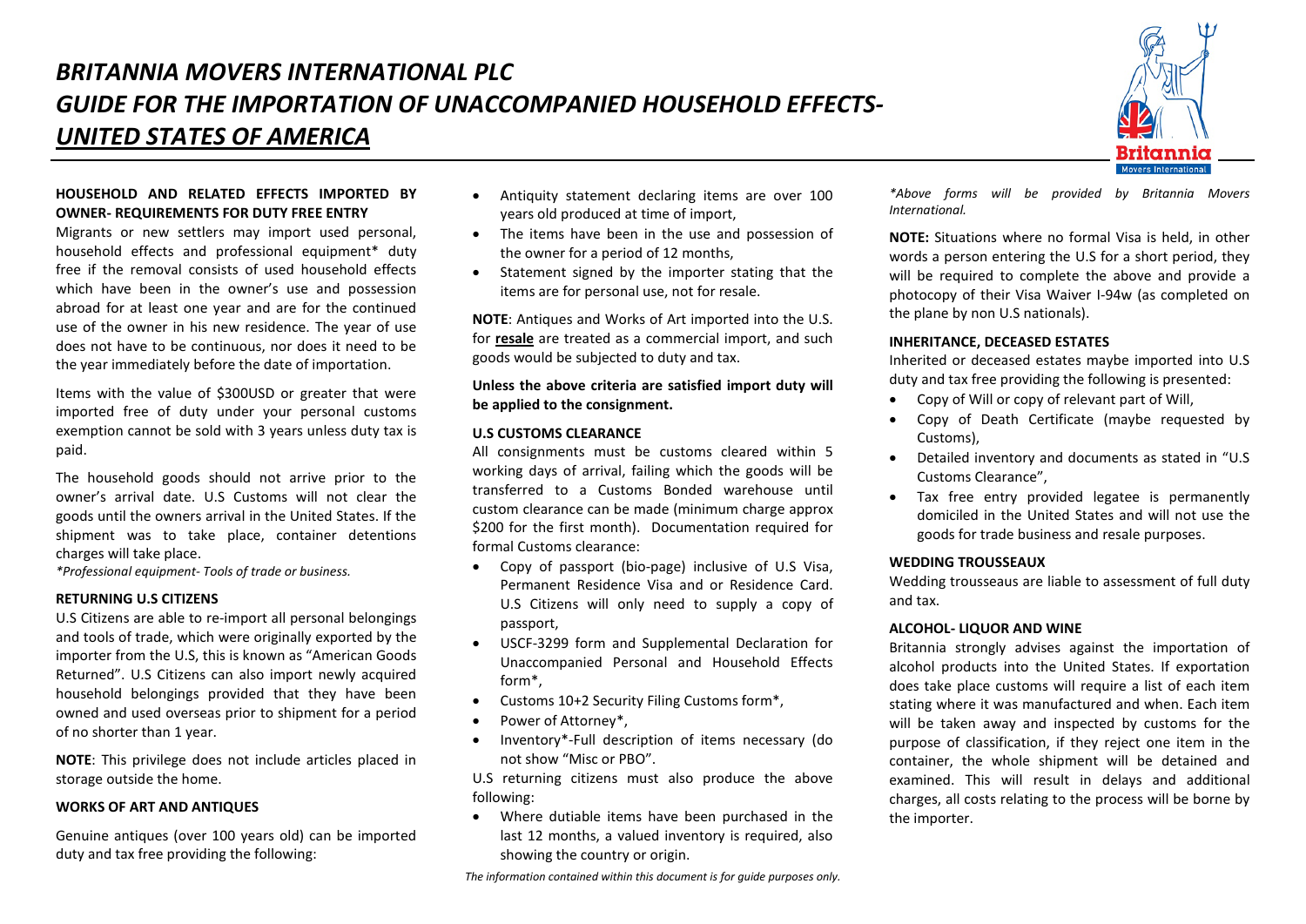# *BRITANNIA MOVERS INTERNATIONAL PLC*
# *GUIDE FOR THE IMPORTATION OF UNACCOMPANIED HOUSEHOLD EFFECTS-* *UNITED STATES OF AMERICA*

**HOUSEHOLD AND RELATED EFFECTS IMPORTED BY OWNER- REQUIREMENTS FOR DUTY FREE ENTRY**

Migrants or new settlers may import used personal, household effects and professional equipment* duty free if the removal consists of used household effects which have been in the owner's use and possession abroad for at least one year and are for the continued use of the owner in his new residence. The year of use does not have to be continuous, nor does it need to be the year immediately before the date of importation.

Items with the value of $300USD or greater that were imported free of duty under your personal customs exemption cannot be sold with 3 years unless duty tax is paid.

The household goods should not arrive prior to the owner's arrival date. U.S Customs will not clear the goods until the owners arrival in the United States. If the shipment was to take place, container detentions charges will take place.

*\*Professional equipment- Tools of trade or business.*

**RETURNING U.S CITIZENS**

U.S Citizens are able to re-import all personal belongings and tools of trade, which were originally exported by the importer from the U.S, this is known as "American Goods Returned". U.S Citizens can also import newly acquired household belongings provided that they have been owned and used overseas prior to shipment for a period of no shorter than 1 year.

**NOTE**: This privilege does not include articles placed in storage outside the home.

**WORKS OF ART AND ANTIQUES**

Genuine antiques (over 100 years old) can be imported duty and tax free providing the following:

- Antiquity statement declaring items are over 100 years old produced at time of import,
- The items have been in the use and possession of the owner for a period of 12 months,
- Statement signed by the importer stating that the items are for personal use, not for resale.

**NOTE**: Antiques and Works of Art imported into the U.S. for **resale** are treated as a commercial import, and such goods would be subjected to duty and tax.

**Unless the above criteria are satisfied import duty will be applied to the consignment.**

**U.S CUSTOMS CLEARANCE**

All consignments must be customs cleared within 5 working days of arrival, failing which the goods will be transferred to a Customs Bonded warehouse until custom clearance can be made (minimum charge approx $200 for the first month). Documentation required for formal Customs clearance:

- Copy of passport (bio-page) inclusive of U.S Visa, Permanent Residence Visa and or Residence Card. U.S Citizens will only need to supply a copy of passport,
- USCF-3299 form and Supplemental Declaration for Unaccompanied Personal and Household Effects form*,
- Customs 10+2 Security Filing Customs form*,
- Power of Attorney*,
- Inventory*-Full description of items necessary (do not show "Misc or PBO".

U.S returning citizens must also produce the above following:

- Where dutiable items have been purchased in the last 12 months, a valued inventory is required, also showing the country or origin.

*\*Above forms will be provided by Britannia Movers International.*

**NOTE:** Situations where no formal Visa is held, in other words a person entering the U.S for a short period, they will be required to complete the above and provide a photocopy of their Visa Waiver I-94w (as completed on the plane by non U.S nationals).

**INHERITANCE, DECEASED ESTATES**

Inherited or deceased estates maybe imported into U.S duty and tax free providing the following is presented:

- Copy of Will or copy of relevant part of Will,
- Copy of Death Certificate (maybe requested by Customs),
- Detailed inventory and documents as stated in "U.S Customs Clearance",
- Tax free entry provided legatee is permanently domiciled in the United States and will not use the goods for trade business and resale purposes.

**WEDDING TROUSSEAUX**

Wedding trousseaus are liable to assessment of full duty and tax.

**ALCOHOL- LIQUOR AND WINE**

Britannia strongly advises against the importation of alcohol products into the United States. If exportation does take place customs will require a list of each item stating where it was manufactured and when. Each item will be taken away and inspected by customs for the purpose of classification, if they reject one item in the container, the whole shipment will be detained and examined. This will result in delays and additional charges, all costs relating to the process will be borne by the importer.

*The information contained within this document is for guide purposes only.*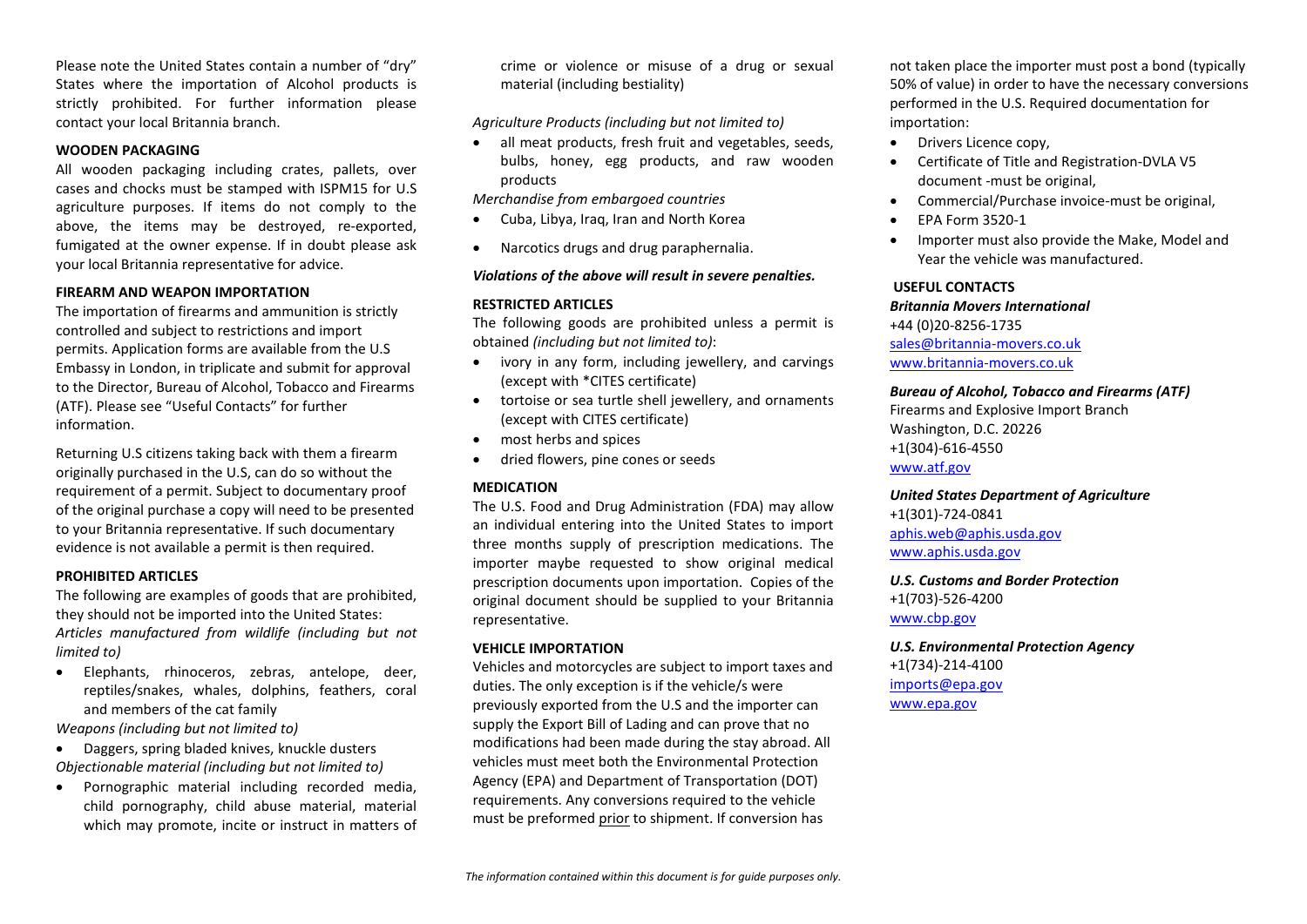Please note the United States contain a number of "dry" States where the importation of Alcohol products is strictly prohibited. For further information please contact your local Britannia branch.

**WOODEN PACKAGING**

All wooden packaging including crates, pallets, over cases and chocks must be stamped with ISPM15 for U.S agriculture purposes. If items do not comply to the above, the items may be destroyed, re-exported, fumigated at the owner expense. If in doubt please ask your local Britannia representative for advice.

**FIREARM AND WEAPON IMPORTATION**

The importation of firearms and ammunition is strictly controlled and subject to restrictions and import permits. Application forms are available from the U.S Embassy in London, in triplicate and submit for approval to the Director, Bureau of Alcohol, Tobacco and Firearms (ATF). Please see "Useful Contacts" for further information.

Returning U.S citizens taking back with them a firearm originally purchased in the U.S, can do so without the requirement of a permit. Subject to documentary proof of the original purchase a copy will need to be presented to your Britannia representative. If such documentary evidence is not available a permit is then required.

**PROHIBITED ARTICLES**

The following are examples of goods that are prohibited, they should not be imported into the United States:

*Articles manufactured from wildlife (including but not limited to)*

- Elephants, rhinoceros, zebras, antelope, deer, reptiles/snakes, whales, dolphins, feathers, coral and members of the cat family

*Weapons (including but not limited to)*

- Daggers, spring bladed knives, knuckle dusters

*Objectionable material (including but not limited to)*

- Pornographic material including recorded media, child pornography, child abuse material, material which may promote, incite or instruct in matters of crime or violence or misuse of a drug or sexual material (including bestiality)

*Agriculture Products (including but not limited to)*

- all meat products, fresh fruit and vegetables, seeds, bulbs, honey, egg products, and raw wooden products

*Merchandise from embargoed countries*

- Cuba, Libya, Iraq, Iran and North Korea
- Narcotics drugs and drug paraphernalia.

***Violations of the above will result in severe penalties.***

**RESTRICTED ARTICLES**

The following goods are prohibited unless a permit is obtained *(including but not limited to)*:

- ivory in any form, including jewellery, and carvings (except with *CITES certificate)
- tortoise or sea turtle shell jewellery, and ornaments (except with CITES certificate)
- most herbs and spices
- dried flowers, pine cones or seeds

**MEDICATION**

The U.S. Food and Drug Administration (FDA) may allow an individual entering into the United States to import three months supply of prescription medications. The importer maybe requested to show original medical prescription documents upon importation. Copies of the original document should be supplied to your Britannia representative.

**VEHICLE IMPORTATION**

Vehicles and motorcycles are subject to import taxes and duties. The only exception is if the vehicle/s were previously exported from the U.S and the importer can supply the Export Bill of Lading and can prove that no modifications had been made during the stay abroad. All vehicles must meet both the Environmental Protection Agency (EPA) and Department of Transportation (DOT) requirements. Any conversions required to the vehicle must be preformed prior to shipment. If conversion has not taken place the importer must post a bond (typically 50% of value) in order to have the necessary conversions performed in the U.S. Required documentation for importation:

- Drivers Licence copy,
- Certificate of Title and Registration-DVLA V5 document -must be original,
- Commercial/Purchase invoice-must be original,
- EPA Form 3520-1
- Importer must also provide the Make, Model and Year the vehicle was manufactured.

**USEFUL CONTACTS**

***Britannia Movers International***
+44 (0)20-8256-1735
sales@britannia-movers.co.uk
www.britannia-movers.co.uk

***Bureau of Alcohol, Tobacco and Firearms (ATF)***
Firearms and Explosive Import Branch
Washington, D.C. 20226
+1(304)-616-4550
www.atf.gov

***United States Department of Agriculture***
+1(301)-724-0841
aphis.web@aphis.usda.gov
www.aphis.usda.gov

***U.S. Customs and Border Protection***
+1(703)-526-4200
www.cbp.gov

***U.S. Environmental Protection Agency***
+1(734)-214-4100
imports@epa.gov
www.epa.gov

*The information contained within this document is for guide purposes only.*